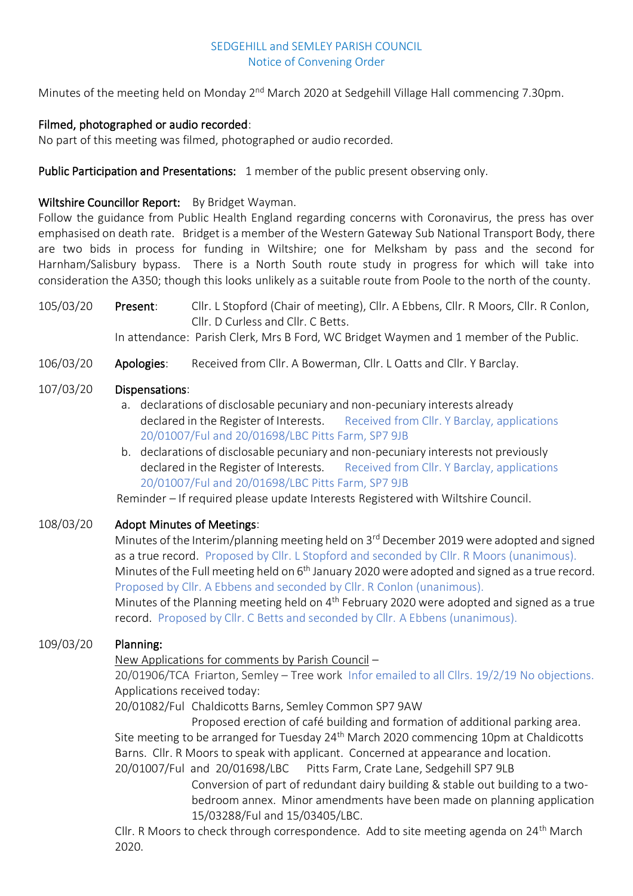SEDGEHILL and SEMLEY PARISH COUNCIL
Notice of Convening Order

Minutes of the meeting held on Monday 2nd March 2020 at Sedgehill Village Hall commencing 7.30pm.

**Filmed, photographed or audio recorded**:
No part of this meeting was filmed, photographed or audio recorded.

**Public Participation and Presentations:** 1 member of the public present observing only.

**Wiltshire Councillor Report:** By Bridget Wayman.
Follow the guidance from Public Health England regarding concerns with Coronavirus, the press has over emphasised on death rate. Bridget is a member of the Western Gateway Sub National Transport Body, there are two bids in process for funding in Wiltshire; one for Melksham by pass and the second for Harnham/Salisbury bypass. There is a North South route study in progress for which will take into consideration the A350; though this looks unlikely as a suitable route from Poole to the north of the county.

105/03/20 **Present**: Cllr. L Stopford (Chair of meeting), Cllr. A Ebbens, Cllr. R Moors, Cllr. R Conlon, Cllr. D Curless and Cllr. C Betts.
In attendance: Parish Clerk, Mrs B Ford, WC Bridget Waymen and 1 member of the Public.

106/03/20 **Apologies**: Received from Cllr. A Bowerman, Cllr. L Oatts and Cllr. Y Barclay.

107/03/20 **Dispensations**:

a. declarations of disclosable pecuniary and non-pecuniary interests already declared in the Register of Interests. Received from Cllr. Y Barclay, applications 20/01007/Ful and 20/01698/LBC Pitts Farm, SP7 9JB
b. declarations of disclosable pecuniary and non-pecuniary interests not previously declared in the Register of Interests. Received from Cllr. Y Barclay, applications 20/01007/Ful and 20/01698/LBC Pitts Farm, SP7 9JB

Reminder – If required please update Interests Registered with Wiltshire Council.

108/03/20 **Adopt Minutes of Meetings**:
Minutes of the Interim/planning meeting held on 3rd December 2019 were adopted and signed as a true record. Proposed by Cllr. L Stopford and seconded by Cllr. R Moors (unanimous).
Minutes of the Full meeting held on 6th January 2020 were adopted and signed as a true record. Proposed by Cllr. A Ebbens and seconded by Cllr. R Conlon (unanimous).
Minutes of the Planning meeting held on 4th February 2020 were adopted and signed as a true record. Proposed by Cllr. C Betts and seconded by Cllr. A Ebbens (unanimous).

109/03/20 **Planning:**
New Applications for comments by Parish Council –
20/01906/TCA Friarton, Semley – Tree work Infor emailed to all Cllrs. 19/2/19 No objections.
Applications received today:
20/01082/Ful Chaldicotts Barns, Semley Common SP7 9AW
Proposed erection of café building and formation of additional parking area.
Site meeting to be arranged for Tuesday 24th March 2020 commencing 10pm at Chaldicotts Barns. Cllr. R Moors to speak with applicant. Concerned at appearance and location.
20/01007/Ful and 20/01698/LBC Pitts Farm, Crate Lane, Sedgehill SP7 9LB
Conversion of part of redundant dairy building & stable out building to a two-bedroom annex. Minor amendments have been made on planning application 15/03288/Ful and 15/03405/LBC.
Cllr. R Moors to check through correspondence. Add to site meeting agenda on 24th March 2020.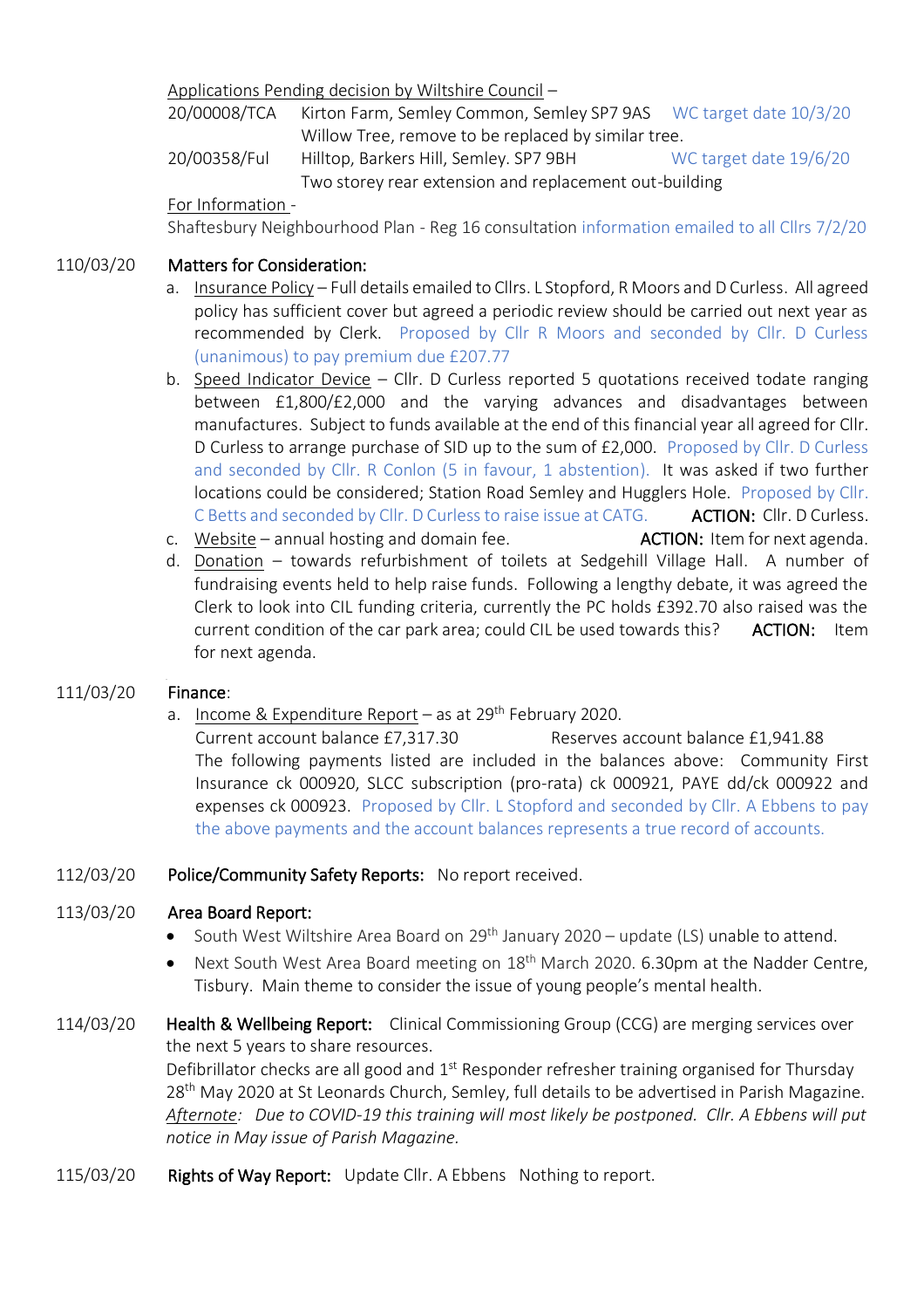Applications Pending decision by Wiltshire Council –

| | | |
|---|---|---|
| 20/00008/TCA | Kirton Farm, Semley Common, Semley SP7 9AS<br>Willow Tree, remove to be replaced by similar tree. | WC target date 10/3/20 |
| 20/00358/Ful | Hilltop, Barkers Hill, Semley. SP7 9BH<br>Two storey rear extension and replacement out-building | WC target date 19/6/20 |

For Information -

Shaftesbury Neighbourhood Plan - Reg 16 consultation information emailed to all Cllrs 7/2/20

**110/03/20 Matters for Consideration:**

a. Insurance Policy – Full details emailed to Cllrs. L Stopford, R Moors and D Curless. All agreed policy has sufficient cover but agreed a periodic review should be carried out next year as recommended by Clerk. Proposed by Cllr R Moors and seconded by Cllr. D Curless (unanimous) to pay premium due £207.77

b. Speed Indicator Device – Cllr. D Curless reported 5 quotations received todate ranging between £1,800/£2,000 and the varying advances and disadvantages between manufactures. Subject to funds available at the end of this financial year all agreed for Cllr. D Curless to arrange purchase of SID up to the sum of £2,000. Proposed by Cllr. D Curless and seconded by Cllr. R Conlon (5 in favour, 1 abstention). It was asked if two further locations could be considered; Station Road Semley and Hugglers Hole. Proposed by Cllr. C Betts and seconded by Cllr. D Curless to raise issue at CATG. **ACTION:** Cllr. D Curless.

c. Website – annual hosting and domain fee. **ACTION:** Item for next agenda.

d. Donation – towards refurbishment of toilets at Sedgehill Village Hall. A number of fundraising events held to help raise funds. Following a lengthy debate, it was agreed the Clerk to look into CIL funding criteria, currently the PC holds £392.70 also raised was the current condition of the car park area; could CIL be used towards this? **ACTION:** Item for next agenda.

**111/03/20 Finance:**

a. Income & Expenditure Report – as at 29th February 2020.

Current account balance £7,317.30 Reserves account balance £1,941.88

The following payments listed are included in the balances above: Community First Insurance ck 000920, SLCC subscription (pro-rata) ck 000921, PAYE dd/ck 000922 and expenses ck 000923. Proposed by Cllr. L Stopford and seconded by Cllr. A Ebbens to pay the above payments and the account balances represents a true record of accounts.

**112/03/20 Police/Community Safety Reports:** No report received.

**113/03/20 Area Board Report:**

- South West Wiltshire Area Board on 29th January 2020 – update (LS) unable to attend.
- Next South West Area Board meeting on 18th March 2020. 6.30pm at the Nadder Centre, Tisbury. Main theme to consider the issue of young people's mental health.

**114/03/20 Health & Wellbeing Report:** Clinical Commissioning Group (CCG) are merging services over the next 5 years to share resources.

Defibrillator checks are all good and 1st Responder refresher training organised for Thursday 28th May 2020 at St Leonards Church, Semley, full details to be advertised in Parish Magazine. *Afternote: Due to COVID-19 this training will most likely be postponed. Cllr. A Ebbens will put notice in May issue of Parish Magazine.*

**115/03/20 Rights of Way Report:** Update Cllr. A Ebbens Nothing to report.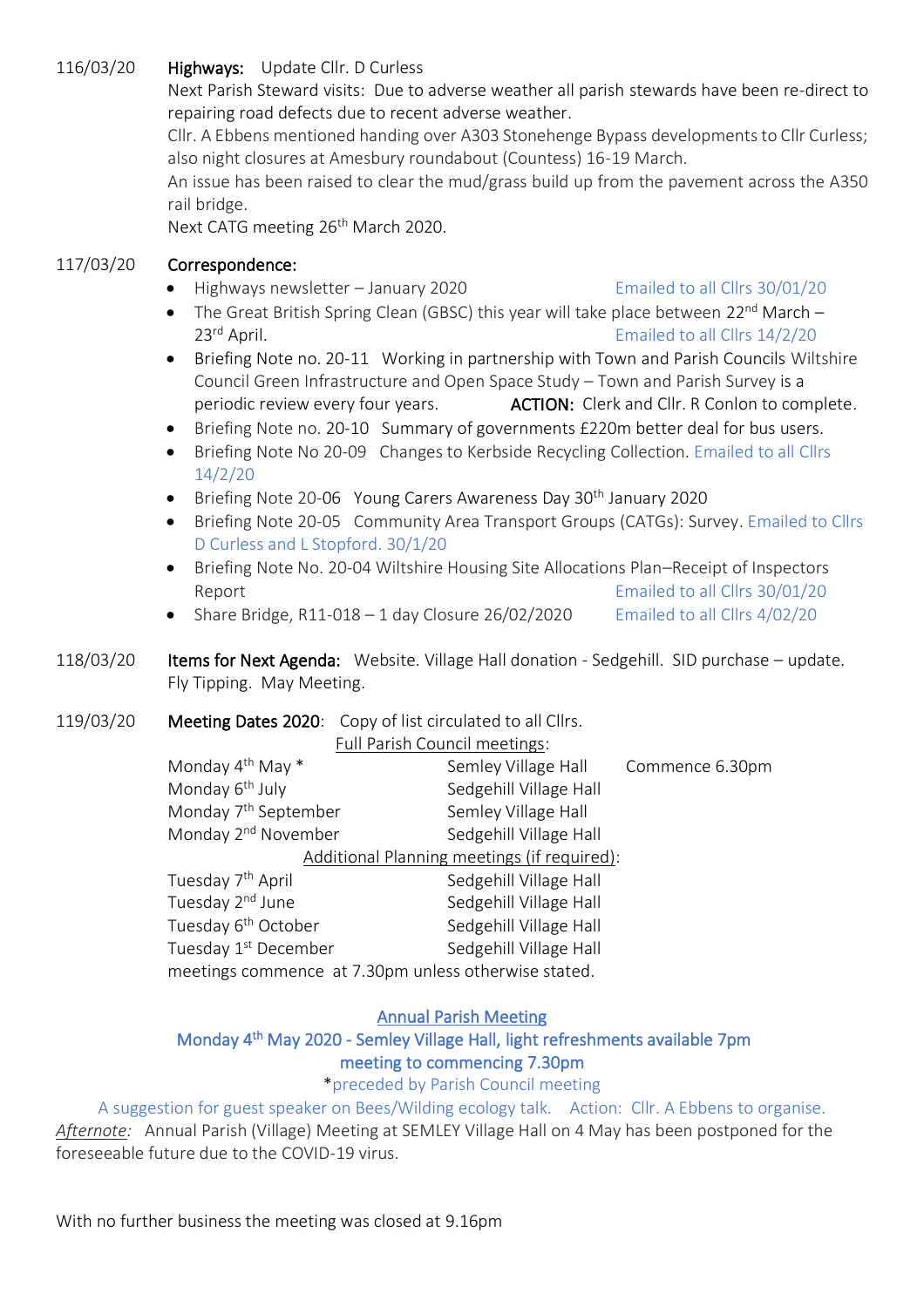116/03/20 **Highways:** Update Cllr. D Curless

Next Parish Steward visits: Due to adverse weather all parish stewards have been re-direct to repairing road defects due to recent adverse weather.

Cllr. A Ebbens mentioned handing over A303 Stonehenge Bypass developments to Cllr Curless; also night closures at Amesbury roundabout (Countess) 16-19 March.

An issue has been raised to clear the mud/grass build up from the pavement across the A350 rail bridge.

Next CATG meeting 26th March 2020.

117/03/20 **Correspondence:**

- Highways newsletter – January 2020 Emailed to all Cllrs 30/01/20
- The Great British Spring Clean (GBSC) this year will take place between 22nd March – 23rd April. Emailed to all Cllrs 14/2/20
- Briefing Note no. 20-11 Working in partnership with Town and Parish Councils Wiltshire Council Green Infrastructure and Open Space Study – Town and Parish Survey is a periodic review every four years. **ACTION:** Clerk and Cllr. R Conlon to complete.
- Briefing Note no. 20-10 Summary of governments £220m better deal for bus users.
- Briefing Note No 20-09 Changes to Kerbside Recycling Collection. Emailed to all Cllrs 14/2/20
- Briefing Note 20-06 Young Carers Awareness Day 30th January 2020
- Briefing Note 20-05 Community Area Transport Groups (CATGs): Survey. Emailed to Cllrs D Curless and L Stopford. 30/1/20
- Briefing Note No. 20-04 Wiltshire Housing Site Allocations Plan–Receipt of Inspectors Report Emailed to all Cllrs 30/01/20
- Share Bridge, R11-018 – 1 day Closure 26/02/2020 Emailed to all Cllrs 4/02/20

118/03/20 **Items for Next Agenda:** Website. Village Hall donation - Sedgehill. SID purchase – update. Fly Tipping. May Meeting.

119/03/20 **Meeting Dates 2020**: Copy of list circulated to all Cllrs.

Full Parish Council meetings:

| | | |
|---|---|---|
| Monday 4th May * | Semley Village Hall | Commence 6.30pm |
| Monday 6th July | Sedgehill Village Hall | |
| Monday 7th September | Semley Village Hall | |
| Monday 2nd November | Sedgehill Village Hall | |

Additional Planning meetings (if required):

| | |
|---|---|
| Tuesday 7th April | Sedgehill Village Hall |
| Tuesday 2nd June | Sedgehill Village Hall |
| Tuesday 6th October | Sedgehill Village Hall |
| Tuesday 1st December | Sedgehill Village Hall |

meetings commence at 7.30pm unless otherwise stated.

Annual Parish Meeting

Monday 4th May 2020 - Semley Village Hall, light refreshments available 7pm

meeting to commencing 7.30pm

*preceded by Parish Council meeting

A suggestion for guest speaker on Bees/Wilding ecology talk. Action: Cllr. A Ebbens to organise.

*Afternote*: Annual Parish (Village) Meeting at SEMLEY Village Hall on 4 May has been postponed for the foreseeable future due to the COVID-19 virus.

With no further business the meeting was closed at 9.16pm